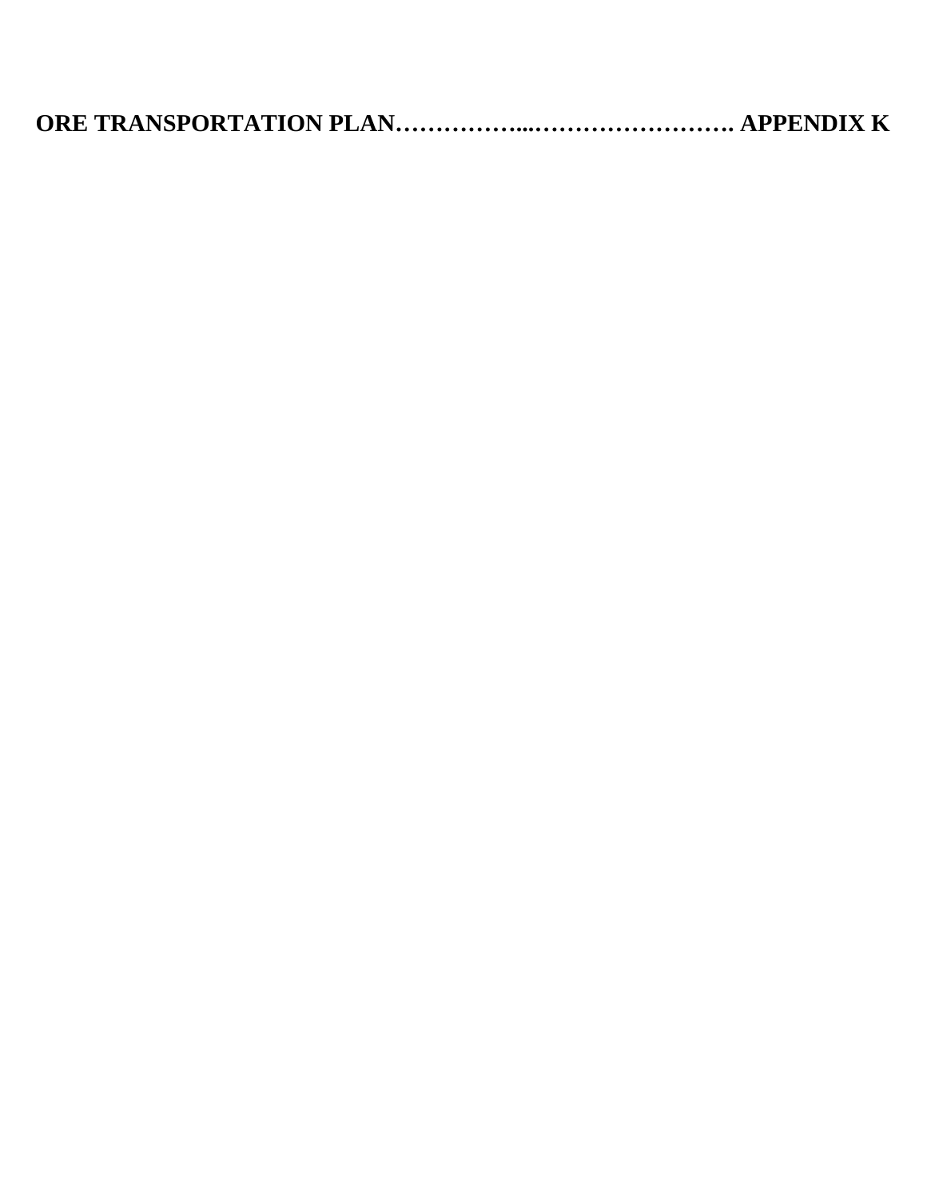**ORE TRANSPORTATION PLAN……………...……………………. APPENDIX K**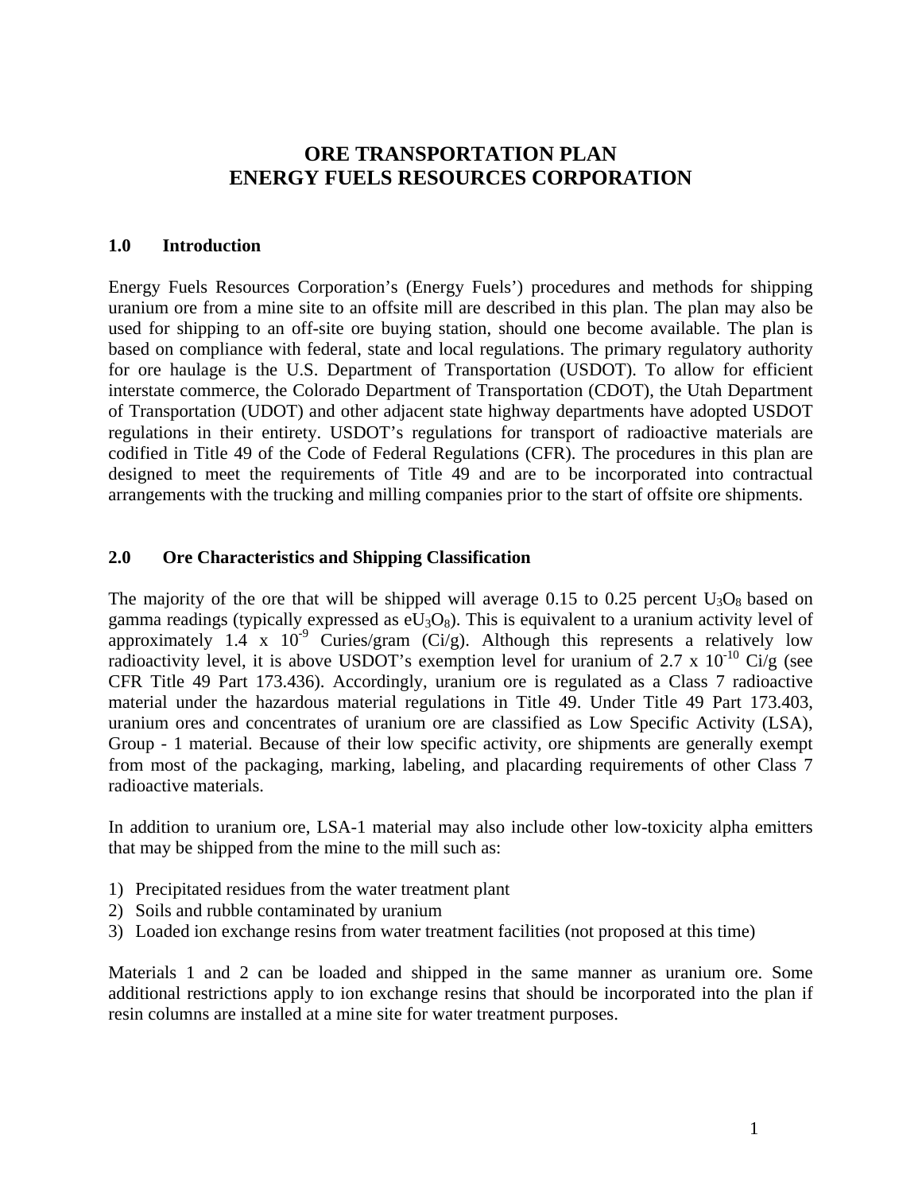# ORE TRANSPORTATION PLAN
# ENERGY FUELS RESOURCES CORPORATION

## 1.0 Introduction

Energy Fuels Resources Corporation's (Energy Fuels') procedures and methods for shipping uranium ore from a mine site to an offsite mill are described in this plan. The plan may also be used for shipping to an off-site ore buying station, should one become available. The plan is based on compliance with federal, state and local regulations. The primary regulatory authority for ore haulage is the U.S. Department of Transportation (USDOT). To allow for efficient interstate commerce, the Colorado Department of Transportation (CDOT), the Utah Department of Transportation (UDOT) and other adjacent state highway departments have adopted USDOT regulations in their entirety. USDOT's regulations for transport of radioactive materials are codified in Title 49 of the Code of Federal Regulations (CFR). The procedures in this plan are designed to meet the requirements of Title 49 and are to be incorporated into contractual arrangements with the trucking and milling companies prior to the start of offsite ore shipments.

## 2.0 Ore Characteristics and Shipping Classification

The majority of the ore that will be shipped will average 0.15 to 0.25 percent $U_3O_8$ based on gamma readings (typically expressed as $eU_3O_8$). This is equivalent to a uranium activity level of approximately $1.4 \times 10^{-9}$ Curies/gram (Ci/g). Although this represents a relatively low radioactivity level, it is above USDOT's exemption level for uranium of $2.7 \times 10^{-10}$ Ci/g (see CFR Title 49 Part 173.436). Accordingly, uranium ore is regulated as a Class 7 radioactive material under the hazardous material regulations in Title 49. Under Title 49 Part 173.403, uranium ores and concentrates of uranium ore are classified as Low Specific Activity (LSA), Group - 1 material. Because of their low specific activity, ore shipments are generally exempt from most of the packaging, marking, labeling, and placarding requirements of other Class 7 radioactive materials.

In addition to uranium ore, LSA-1 material may also include other low-toxicity alpha emitters that may be shipped from the mine to the mill such as:

1) Precipitated residues from the water treatment plant
2) Soils and rubble contaminated by uranium
3) Loaded ion exchange resins from water treatment facilities (not proposed at this time)

Materials 1 and 2 can be loaded and shipped in the same manner as uranium ore. Some additional restrictions apply to ion exchange resins that should be incorporated into the plan if resin columns are installed at a mine site for water treatment purposes.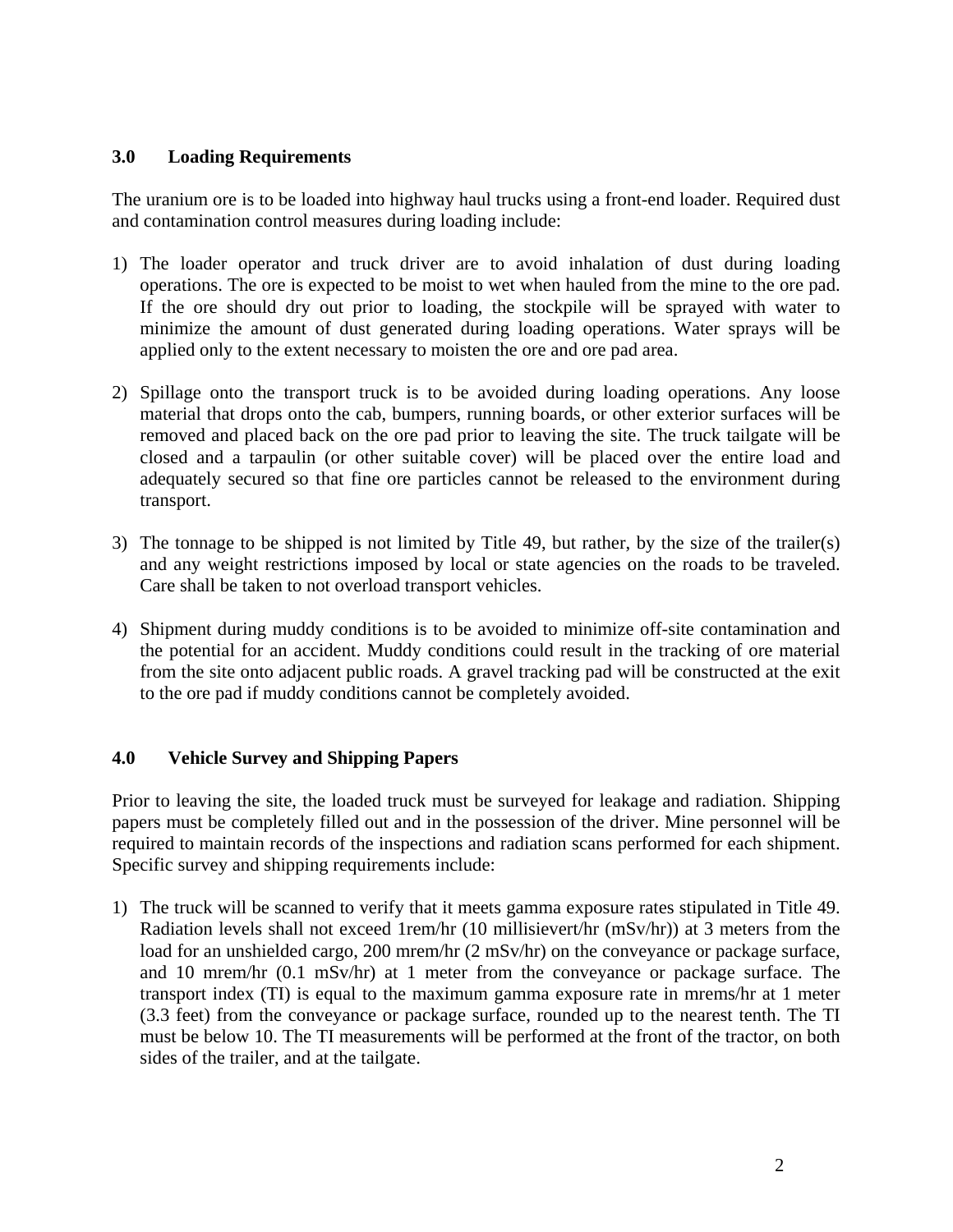## 3.0 Loading Requirements

The uranium ore is to be loaded into highway haul trucks using a front-end loader. Required dust and contamination control measures during loading include:

1) The loader operator and truck driver are to avoid inhalation of dust during loading operations. The ore is expected to be moist to wet when hauled from the mine to the ore pad. If the ore should dry out prior to loading, the stockpile will be sprayed with water to minimize the amount of dust generated during loading operations. Water sprays will be applied only to the extent necessary to moisten the ore and ore pad area.

2) Spillage onto the transport truck is to be avoided during loading operations. Any loose material that drops onto the cab, bumpers, running boards, or other exterior surfaces will be removed and placed back on the ore pad prior to leaving the site. The truck tailgate will be closed and a tarpaulin (or other suitable cover) will be placed over the entire load and adequately secured so that fine ore particles cannot be released to the environment during transport.

3) The tonnage to be shipped is not limited by Title 49, but rather, by the size of the trailer(s) and any weight restrictions imposed by local or state agencies on the roads to be traveled. Care shall be taken to not overload transport vehicles.

4) Shipment during muddy conditions is to be avoided to minimize off-site contamination and the potential for an accident. Muddy conditions could result in the tracking of ore material from the site onto adjacent public roads. A gravel tracking pad will be constructed at the exit to the ore pad if muddy conditions cannot be completely avoided.

## 4.0 Vehicle Survey and Shipping Papers

Prior to leaving the site, the loaded truck must be surveyed for leakage and radiation. Shipping papers must be completely filled out and in the possession of the driver. Mine personnel will be required to maintain records of the inspections and radiation scans performed for each shipment. Specific survey and shipping requirements include:

1) The truck will be scanned to verify that it meets gamma exposure rates stipulated in Title 49. Radiation levels shall not exceed 1rem/hr (10 millisievert/hr (mSv/hr)) at 3 meters from the load for an unshielded cargo, 200 mrem/hr (2 mSv/hr) on the conveyance or package surface, and 10 mrem/hr (0.1 mSv/hr) at 1 meter from the conveyance or package surface. The transport index (TI) is equal to the maximum gamma exposure rate in mrems/hr at 1 meter (3.3 feet) from the conveyance or package surface, rounded up to the nearest tenth. The TI must be below 10. The TI measurements will be performed at the front of the tractor, on both sides of the trailer, and at the tailgate.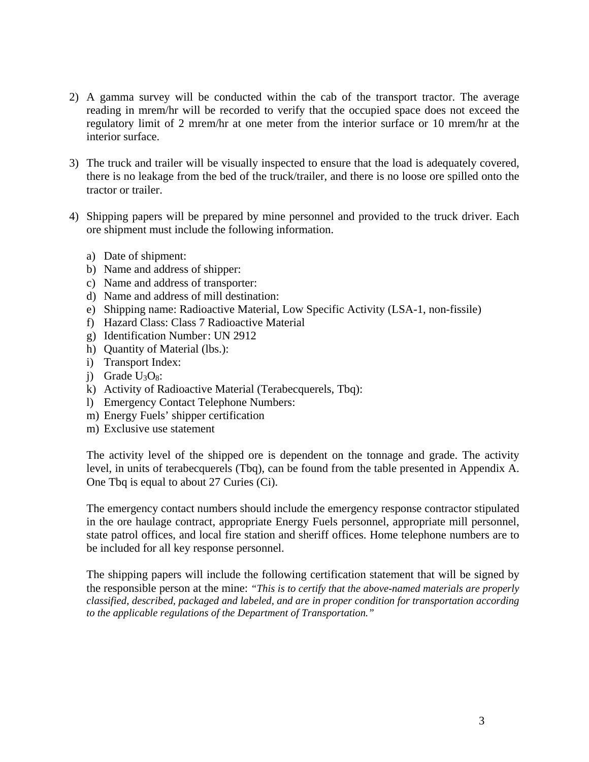2) A gamma survey will be conducted within the cab of the transport tractor. The average reading in mrem/hr will be recorded to verify that the occupied space does not exceed the regulatory limit of 2 mrem/hr at one meter from the interior surface or 10 mrem/hr at the interior surface.

3) The truck and trailer will be visually inspected to ensure that the load is adequately covered, there is no leakage from the bed of the truck/trailer, and there is no loose ore spilled onto the tractor or trailer.

4) Shipping papers will be prepared by mine personnel and provided to the truck driver. Each ore shipment must include the following information.

   a) Date of shipment:
   b) Name and address of shipper:
   c) Name and address of transporter:
   d) Name and address of mill destination:
   e) Shipping name: Radioactive Material, Low Specific Activity (LSA-1, non-fissile)
   f) Hazard Class: Class 7 Radioactive Material
   g) Identification Number: UN 2912
   h) Quantity of Material (lbs.):
   i) Transport Index:
   j) Grade $U_3O_8$:
   k) Activity of Radioactive Material (Terabecquerels, Tbq):
   l) Emergency Contact Telephone Numbers:
   m) Energy Fuels' shipper certification
   m) Exclusive use statement

   The activity level of the shipped ore is dependent on the tonnage and grade. The activity level, in units of terabecquerels (Tbq), can be found from the table presented in Appendix A. One Tbq is equal to about 27 Curies (Ci).

   The emergency contact numbers should include the emergency response contractor stipulated in the ore haulage contract, appropriate Energy Fuels personnel, appropriate mill personnel, state patrol offices, and local fire station and sheriff offices. Home telephone numbers are to be included for all key response personnel.

   The shipping papers will include the following certification statement that will be signed by the responsible person at the mine: *"This is to certify that the above-named materials are properly classified, described, packaged and labeled, and are in proper condition for transportation according to the applicable regulations of the Department of Transportation."*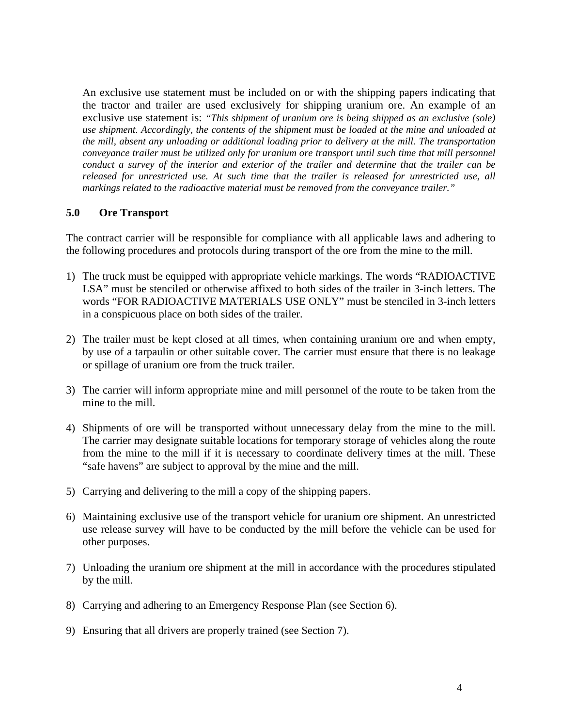An exclusive use statement must be included on or with the shipping papers indicating that the tractor and trailer are used exclusively for shipping uranium ore. An example of an exclusive use statement is: *"This shipment of uranium ore is being shipped as an exclusive (sole) use shipment. Accordingly, the contents of the shipment must be loaded at the mine and unloaded at the mill, absent any unloading or additional loading prior to delivery at the mill. The transportation conveyance trailer must be utilized only for uranium ore transport until such time that mill personnel conduct a survey of the interior and exterior of the trailer and determine that the trailer can be released for unrestricted use. At such time that the trailer is released for unrestricted use, all markings related to the radioactive material must be removed from the conveyance trailer."*

## 5.0 Ore Transport

The contract carrier will be responsible for compliance with all applicable laws and adhering to the following procedures and protocols during transport of the ore from the mine to the mill.

1) The truck must be equipped with appropriate vehicle markings. The words "RADIOACTIVE LSA" must be stenciled or otherwise affixed to both sides of the trailer in 3-inch letters. The words "FOR RADIOACTIVE MATERIALS USE ONLY" must be stenciled in 3-inch letters in a conspicuous place on both sides of the trailer.

2) The trailer must be kept closed at all times, when containing uranium ore and when empty, by use of a tarpaulin or other suitable cover. The carrier must ensure that there is no leakage or spillage of uranium ore from the truck trailer.

3) The carrier will inform appropriate mine and mill personnel of the route to be taken from the mine to the mill.

4) Shipments of ore will be transported without unnecessary delay from the mine to the mill. The carrier may designate suitable locations for temporary storage of vehicles along the route from the mine to the mill if it is necessary to coordinate delivery times at the mill. These "safe havens" are subject to approval by the mine and the mill.

5) Carrying and delivering to the mill a copy of the shipping papers.

6) Maintaining exclusive use of the transport vehicle for uranium ore shipment. An unrestricted use release survey will have to be conducted by the mill before the vehicle can be used for other purposes.

7) Unloading the uranium ore shipment at the mill in accordance with the procedures stipulated by the mill.

8) Carrying and adhering to an Emergency Response Plan (see Section 6).

9) Ensuring that all drivers are properly trained (see Section 7).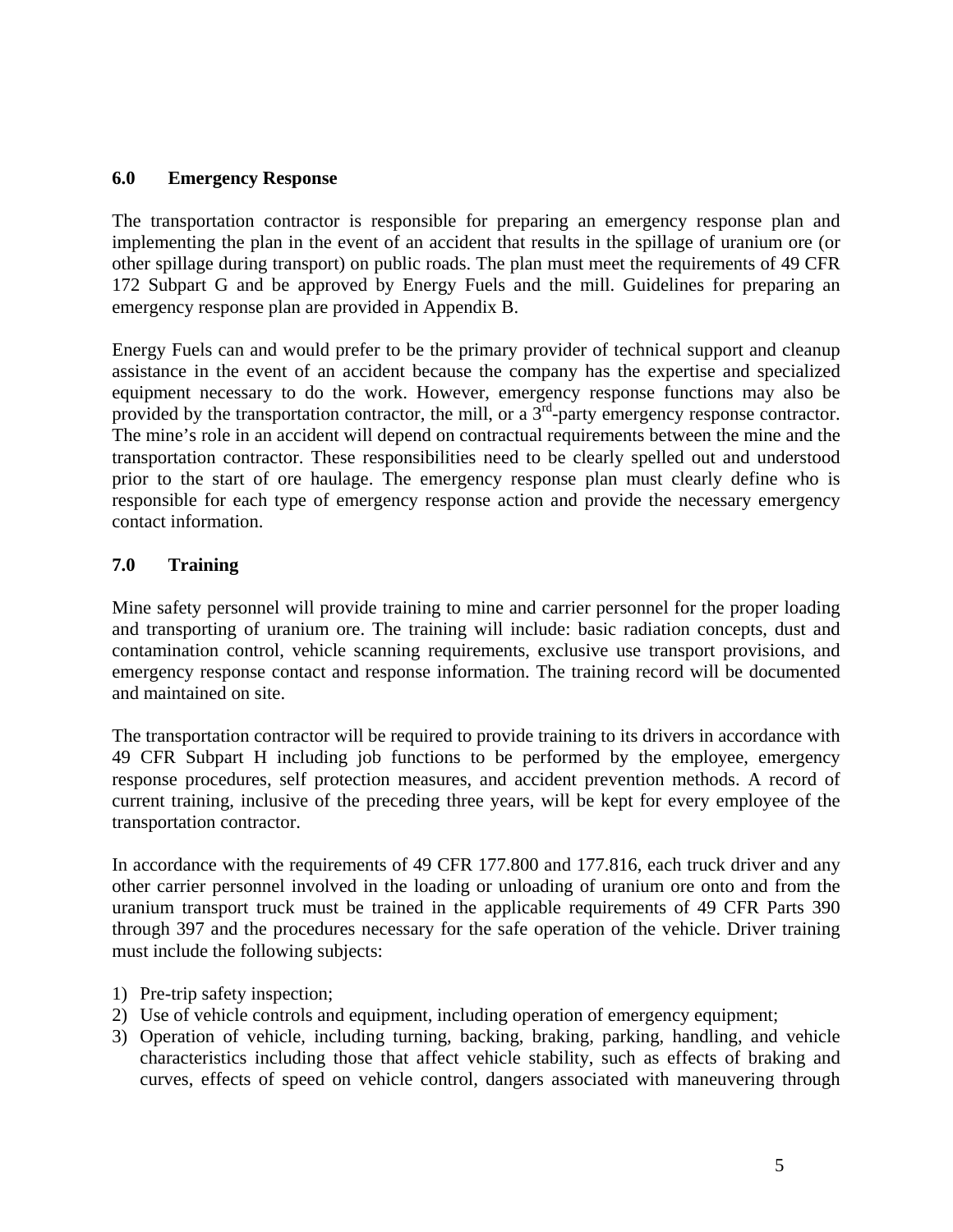## 6.0 Emergency Response

The transportation contractor is responsible for preparing an emergency response plan and implementing the plan in the event of an accident that results in the spillage of uranium ore (or other spillage during transport) on public roads. The plan must meet the requirements of 49 CFR 172 Subpart G and be approved by Energy Fuels and the mill. Guidelines for preparing an emergency response plan are provided in Appendix B.

Energy Fuels can and would prefer to be the primary provider of technical support and cleanup assistance in the event of an accident because the company has the expertise and specialized equipment necessary to do the work. However, emergency response functions may also be provided by the transportation contractor, the mill, or a 3rd-party emergency response contractor. The mine's role in an accident will depend on contractual requirements between the mine and the transportation contractor. These responsibilities need to be clearly spelled out and understood prior to the start of ore haulage. The emergency response plan must clearly define who is responsible for each type of emergency response action and provide the necessary emergency contact information.

## 7.0 Training

Mine safety personnel will provide training to mine and carrier personnel for the proper loading and transporting of uranium ore. The training will include: basic radiation concepts, dust and contamination control, vehicle scanning requirements, exclusive use transport provisions, and emergency response contact and response information. The training record will be documented and maintained on site.

The transportation contractor will be required to provide training to its drivers in accordance with 49 CFR Subpart H including job functions to be performed by the employee, emergency response procedures, self protection measures, and accident prevention methods. A record of current training, inclusive of the preceding three years, will be kept for every employee of the transportation contractor.

In accordance with the requirements of 49 CFR 177.800 and 177.816, each truck driver and any other carrier personnel involved in the loading or unloading of uranium ore onto and from the uranium transport truck must be trained in the applicable requirements of 49 CFR Parts 390 through 397 and the procedures necessary for the safe operation of the vehicle. Driver training must include the following subjects:

1) Pre-trip safety inspection;
2) Use of vehicle controls and equipment, including operation of emergency equipment;
3) Operation of vehicle, including turning, backing, braking, parking, handling, and vehicle characteristics including those that affect vehicle stability, such as effects of braking and curves, effects of speed on vehicle control, dangers associated with maneuvering through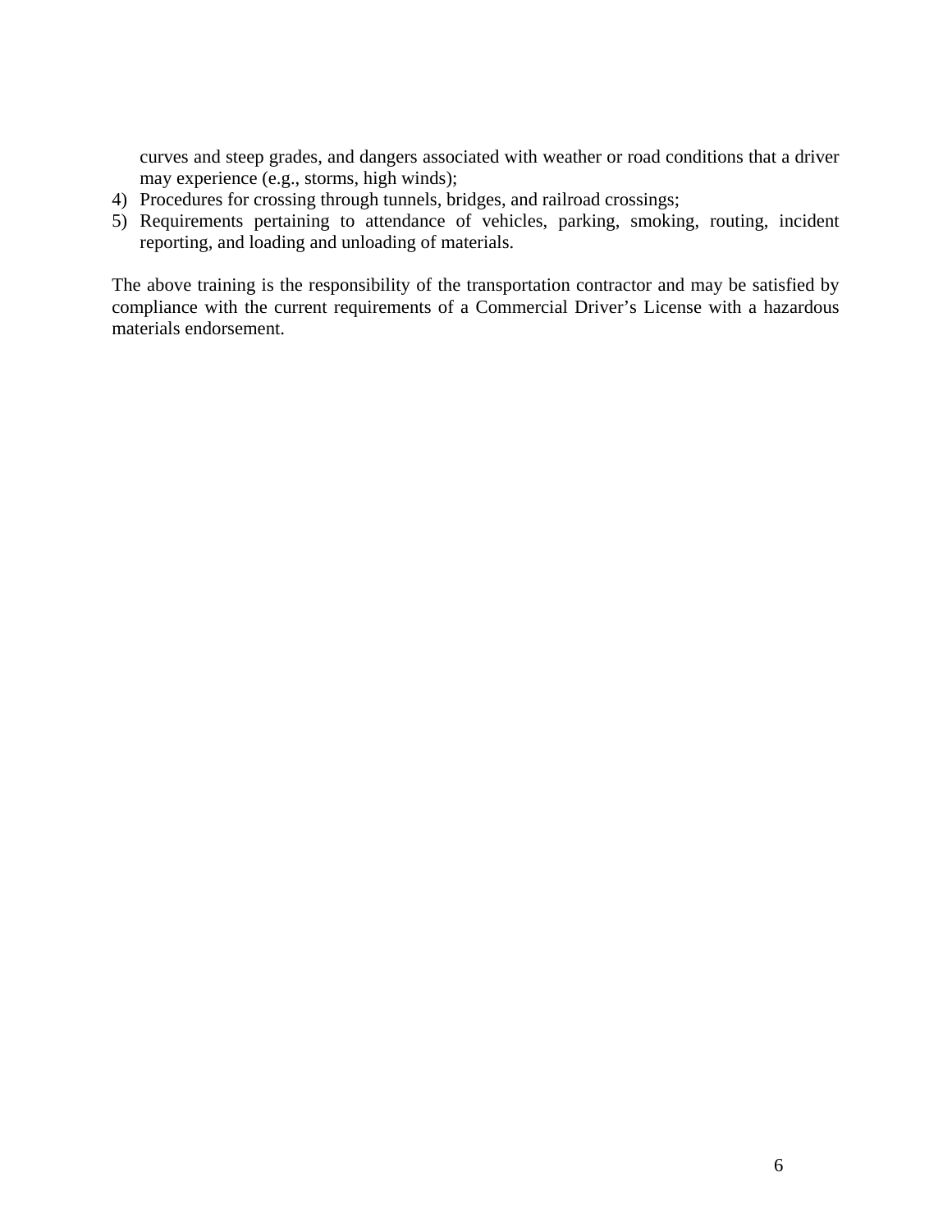curves and steep grades, and dangers associated with weather or road conditions that a driver may experience (e.g., storms, high winds);

4) Procedures for crossing through tunnels, bridges, and railroad crossings;
5) Requirements pertaining to attendance of vehicles, parking, smoking, routing, incident reporting, and loading and unloading of materials.

The above training is the responsibility of the transportation contractor and may be satisfied by compliance with the current requirements of a Commercial Driver's License with a hazardous materials endorsement.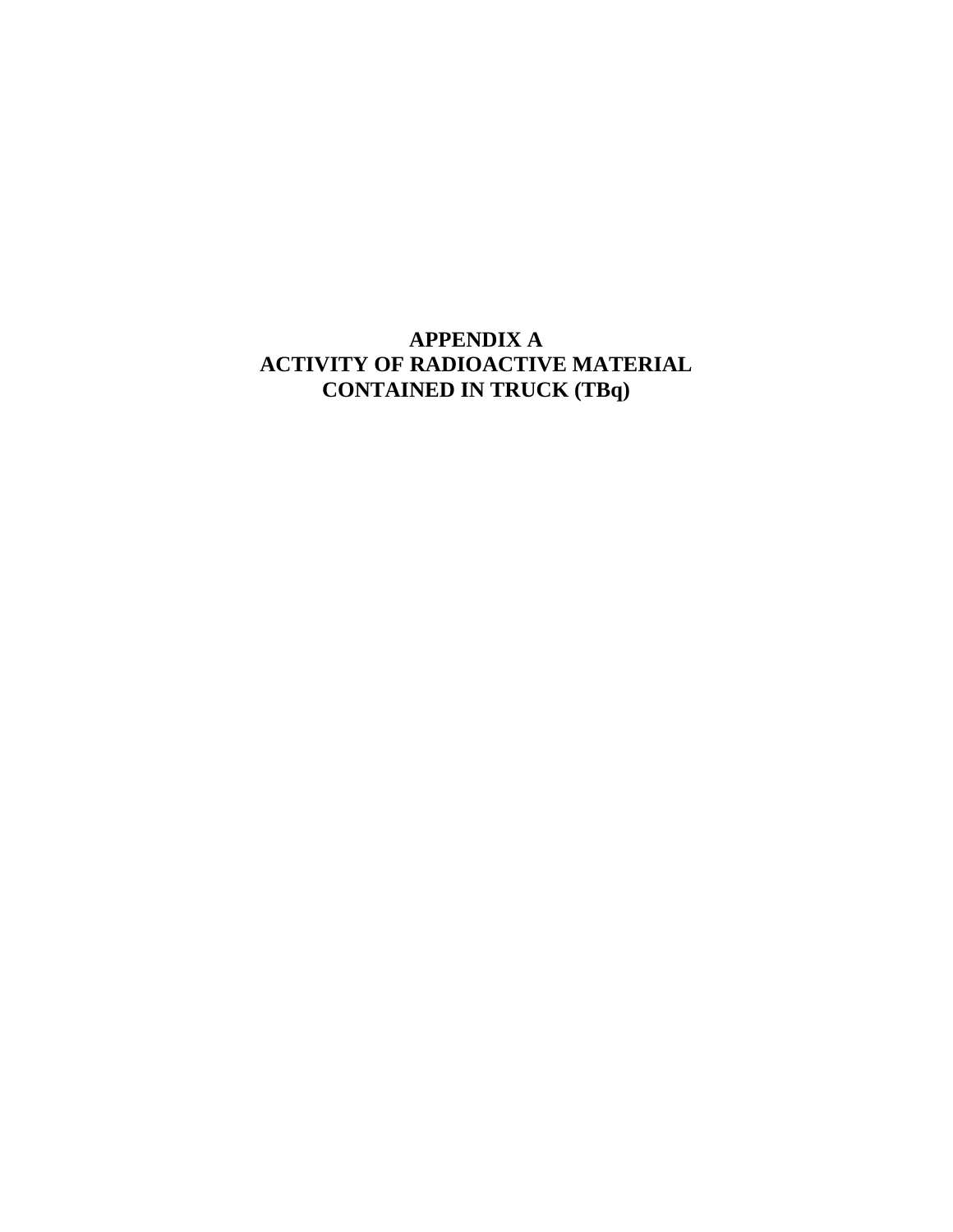# APPENDIX A
# ACTIVITY OF RADIOACTIVE MATERIAL CONTAINED IN TRUCK (TBq)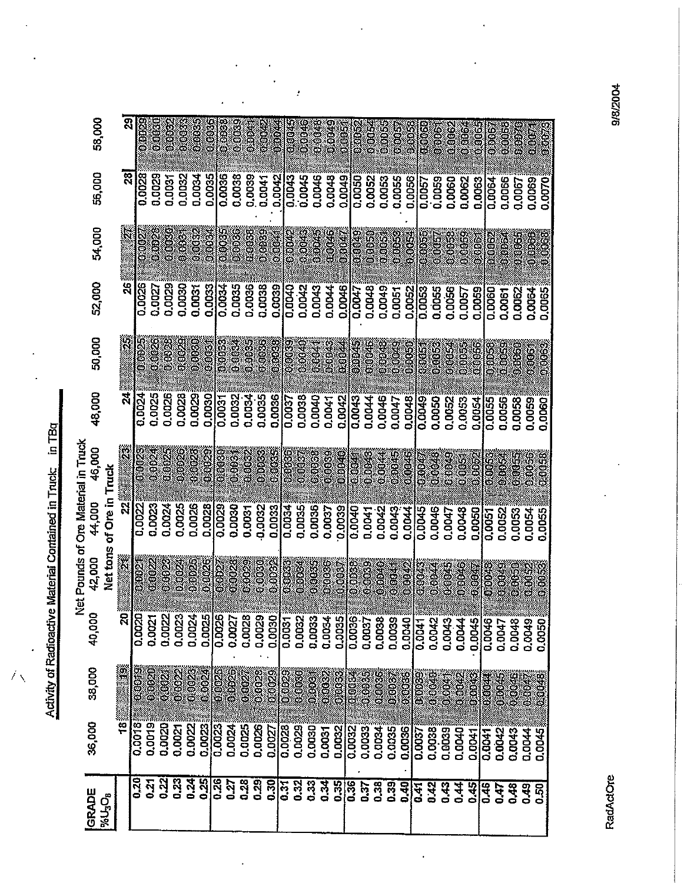## Activity of Radioactive Material Contained in Truck in TBq

| GRADE $\%U_3O_8$ | Net Pounds of Ore Material in Truck | | | | | | | | | | | |
|---|---|---|---|---|---|---|---|---|---|---|---|---|
| | 36,000 | 38,000 | 40,000 | 42,000 | 44,000 | 46,000 | 48,000 | 50,000 | 52,000 | 54,000 | 56,000 | 58,000 |
| | Net tons of Ore in Truck | | | | | | | | | | | |
| | 18 | 19 | 20 | 21 | 22 | 23 | 24 | 25 | 26 | 27 | 28 | 29 |
| 0.20 | 0.0018 | 0.0019 | 0.0020 | 0.0021 | 0.0022 | 0.0023 | 0.0024 | 0.0025 | 0.0026 | 0.0027 | 0.0028 | 0.0029 |
| 0.21 | 0.0019 | 0.0020 | 0.0021 | 0.0022 | 0.0023 | 0.0024 | 0.0025 | 0.0026 | 0.0027 | 0.0028 | 0.0029 | 0.0030 |
| 0.22 | 0.0020 | 0.0021 | 0.0022 | 0.0023 | 0.0024 | 0.0025 | 0.0026 | 0.0028 | 0.0029 | 0.0030 | 0.0031 | 0.0032 |
| 0.23 | 0.0021 | 0.0022 | 0.0023 | 0.0024 | 0.0025 | 0.0026 | 0.0028 | 0.0029 | 0.0030 | 0.0031 | 0.0032 | 0.0033 |
| 0.24 | 0.0022 | 0.0023 | 0.0024 | 0.0025 | 0.0026 | 0.0028 | 0.0029 | 0.0030 | 0.0031 | 0.0032 | 0.0034 | 0.0035 |
| 0.25 | 0.0023 | 0.0024 | 0.0025 | 0.0026 | 0.0028 | 0.0029 | 0.0030 | 0.0031 | 0.0033 | 0.0034 | 0.0035 | 0.0036 |
| 0.26 | 0.0023 | 0.0025 | 0.0026 | 0.0027 | 0.0029 | 0.0030 | 0.0031 | 0.0033 | 0.0034 | 0.0035 | 0.0036 | 0.0038 |
| 0.27 | 0.0024 | 0.0026 | 0.0027 | 0.0028 | 0.0030 | 0.0031 | 0.0032 | 0.0034 | 0.0035 | 0.0036 | 0.0038 | 0.0039 |
| 0.28 | 0.0025 | 0.0027 | 0.0028 | 0.0029 | 0.0031 | 0.0032 | 0.0034 | 0.0035 | 0.0036 | 0.0038 | 0.0039 | 0.0041 |
| 0.29 | 0.0026 | 0.0028 | 0.0029 | 0.0030 | 0.0032 | 0.0033 | 0.0035 | 0.0036 | 0.0038 | 0.0039 | 0.0041 | 0.0042 |
| 0.30 | 0.0027 | 0.0029 | 0.0030 | 0.0032 | 0.0033 | 0.0035 | 0.0036 | 0.0038 | 0.0039 | 0.0041 | 0.0042 | 0.0044 |
| 0.31 | 0.0028 | 0.0029 | 0.0031 | 0.0033 | 0.0034 | 0.0036 | 0.0037 | 0.0039 | 0.0040 | 0.0042 | 0.0043 | 0.0045 |
| 0.32 | 0.0029 | 0.0030 | 0.0032 | 0.0034 | 0.0035 | 0.0037 | 0.0038 | 0.0040 | 0.0042 | 0.0043 | 0.0045 | 0.0046 |
| 0.33 | 0.0030 | 0.0031 | 0.0033 | 0.0035 | 0.0036 | 0.0038 | 0.0040 | 0.0041 | 0.0043 | 0.0045 | 0.0046 | 0.0048 |
| 0.34 | 0.0031 | 0.0032 | 0.0034 | 0.0036 | 0.0037 | 0.0039 | 0.0041 | 0.0043 | 0.0044 | 0.0046 | 0.0048 | 0.0049 |
| 0.35 | 0.0032 | 0.0033 | 0.0035 | 0.0037 | 0.0039 | 0.0040 | 0.0042 | 0.0044 | 0.0046 | 0.0047 | 0.0049 | 0.0051 |
| 0.36 | 0.0032 | 0.0034 | 0.0036 | 0.0038 | 0.0040 | 0.0041 | 0.0043 | 0.0045 | 0.0047 | 0.0049 | 0.0050 | 0.0052 |
| 0.37 | 0.0033 | 0.0035 | 0.0037 | 0.0039 | 0.0041 | 0.0043 | 0.0044 | 0.0046 | 0.0048 | 0.0050 | 0.0052 | 0.0054 |
| 0.38 | 0.0034 | 0.0036 | 0.0038 | 0.0040 | 0.0042 | 0.0044 | 0.0046 | 0.0048 | 0.0049 | 0.0051 | 0.0053 | 0.0055 |
| 0.39 | 0.0035 | 0.0037 | 0.0039 | 0.0041 | 0.0043 | 0.0045 | 0.0047 | 0.0049 | 0.0051 | 0.0053 | 0.0055 | 0.0057 |
| 0.40 | 0.0036 | 0.0038 | 0.0040 | 0.0042 | 0.0044 | 0.0046 | 0.0048 | 0.0050 | 0.0052 | 0.0054 | 0.0056 | 0.0058 |
| 0.41 | 0.0037 | 0.0039 | 0.0041 | 0.0043 | 0.0045 | 0.0047 | 0.0049 | 0.0051 | 0.0053 | 0.0055 | 0.0057 | 0.0060 |
| 0.42 | 0.0038 | 0.0040 | 0.0042 | 0.0044 | 0.0046 | 0.0048 | 0.0050 | 0.0053 | 0.0055 | 0.0057 | 0.0059 | 0.0061 |
| 0.43 | 0.0039 | 0.0041 | 0.0043 | 0.0045 | 0.0047 | 0.0049 | 0.0052 | 0.0054 | 0.0056 | 0.0058 | 0.0060 | 0.0062 |
| 0.44 | 0.0040 | 0.0042 | 0.0044 | 0.0046 | 0.0048 | 0.0051 | 0.0053 | 0.0055 | 0.0057 | 0.0059 | 0.0062 | 0.0064 |
| 0.45 | 0.0041 | 0.0043 | 0.0045 | 0.0047 | 0.0050 | 0.0052 | 0.0054 | 0.0056 | 0.0059 | 0.0061 | 0.0063 | 0.0065 |
| 0.46 | 0.0041 | 0.0044 | 0.0046 | 0.0048 | 0.0051 | 0.0053 | 0.0055 | 0.0058 | 0.0060 | 0.0062 | 0.0064 | 0.0067 |
| 0.47 | 0.0042 | 0.0045 | 0.0047 | 0.0049 | 0.0052 | 0.0054 | 0.0056 | 0.0059 | 0.0061 | 0.0064 | 0.0066 | 0.0068 |
| 0.48 | 0.0043 | 0.0046 | 0.0048 | 0.0050 | 0.0053 | 0.0055 | 0.0058 | 0.0060 | 0.0062 | 0.0065 | 0.0067 | 0.0070 |
| 0.49 | 0.0044 | 0.0047 | 0.0049 | 0.0052 | 0.0054 | 0.0056 | 0.0059 | 0.0061 | 0.0064 | 0.0066 | 0.0069 | 0.0071 |
| 0.50 | 0.0045 | 0.0048 | 0.0050 | 0.0053 | 0.0055 | 0.0058 | 0.0060 | 0.0063 | 0.0065 | 0.0068 | 0.0070 | 0.0073 |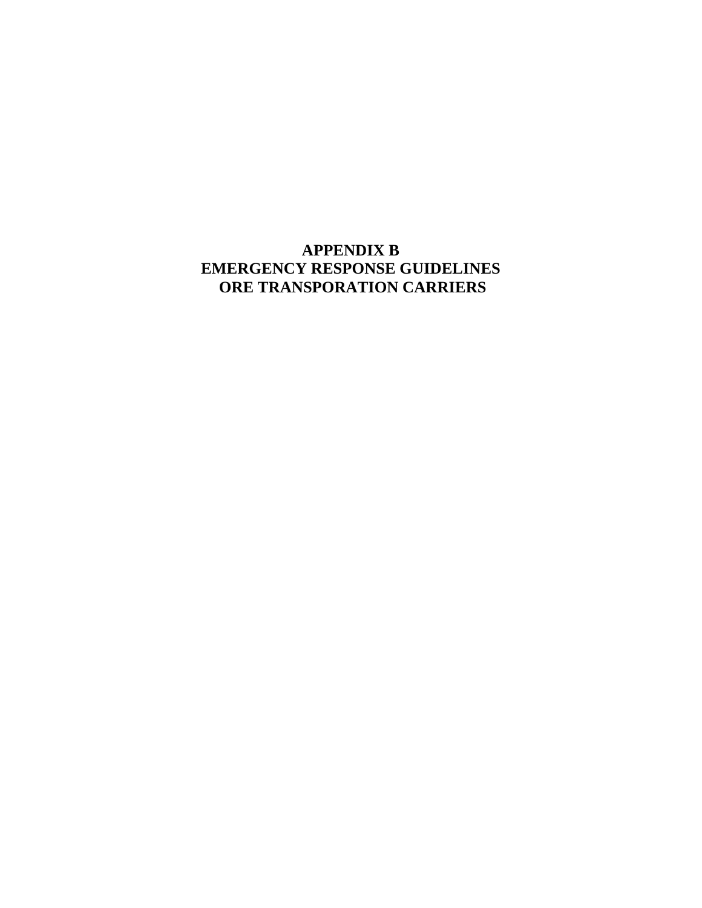# APPENDIX B
# EMERGENCY RESPONSE GUIDELINES
# ORE TRANSPORATION CARRIERS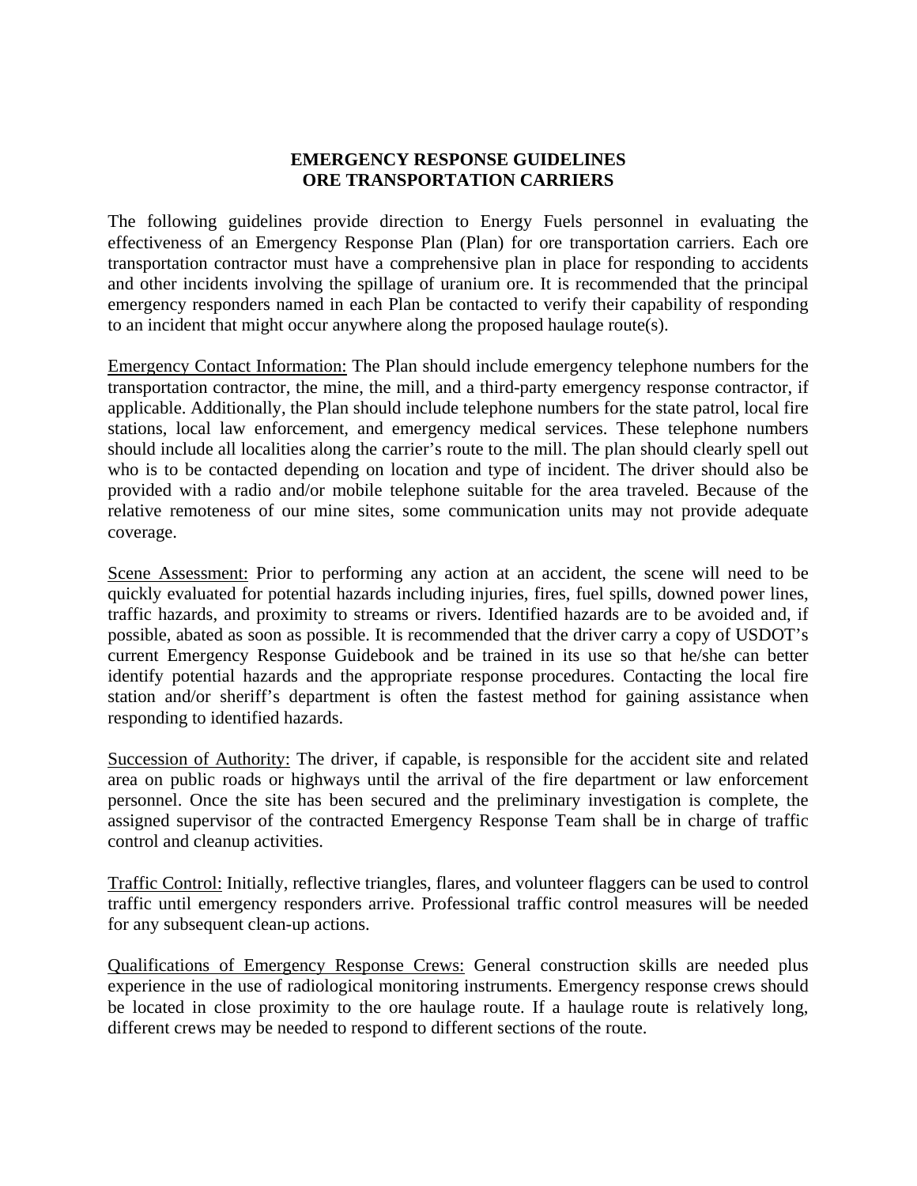## EMERGENCY RESPONSE GUIDELINES
## ORE TRANSPORTATION CARRIERS

The following guidelines provide direction to Energy Fuels personnel in evaluating the effectiveness of an Emergency Response Plan (Plan) for ore transportation carriers. Each ore transportation contractor must have a comprehensive plan in place for responding to accidents and other incidents involving the spillage of uranium ore. It is recommended that the principal emergency responders named in each Plan be contacted to verify their capability of responding to an incident that might occur anywhere along the proposed haulage route(s).

<u>Emergency Contact Information:</u> The Plan should include emergency telephone numbers for the transportation contractor, the mine, the mill, and a third-party emergency response contractor, if applicable. Additionally, the Plan should include telephone numbers for the state patrol, local fire stations, local law enforcement, and emergency medical services. These telephone numbers should include all localities along the carrier's route to the mill. The plan should clearly spell out who is to be contacted depending on location and type of incident. The driver should also be provided with a radio and/or mobile telephone suitable for the area traveled. Because of the relative remoteness of our mine sites, some communication units may not provide adequate coverage.

<u>Scene Assessment:</u> Prior to performing any action at an accident, the scene will need to be quickly evaluated for potential hazards including injuries, fires, fuel spills, downed power lines, traffic hazards, and proximity to streams or rivers. Identified hazards are to be avoided and, if possible, abated as soon as possible. It is recommended that the driver carry a copy of USDOT's current Emergency Response Guidebook and be trained in its use so that he/she can better identify potential hazards and the appropriate response procedures. Contacting the local fire station and/or sheriff's department is often the fastest method for gaining assistance when responding to identified hazards.

<u>Succession of Authority:</u> The driver, if capable, is responsible for the accident site and related area on public roads or highways until the arrival of the fire department or law enforcement personnel. Once the site has been secured and the preliminary investigation is complete, the assigned supervisor of the contracted Emergency Response Team shall be in charge of traffic control and cleanup activities.

<u>Traffic Control:</u> Initially, reflective triangles, flares, and volunteer flaggers can be used to control traffic until emergency responders arrive. Professional traffic control measures will be needed for any subsequent clean-up actions.

<u>Qualifications of Emergency Response Crews:</u> General construction skills are needed plus experience in the use of radiological monitoring instruments. Emergency response crews should be located in close proximity to the ore haulage route. If a haulage route is relatively long, different crews may be needed to respond to different sections of the route.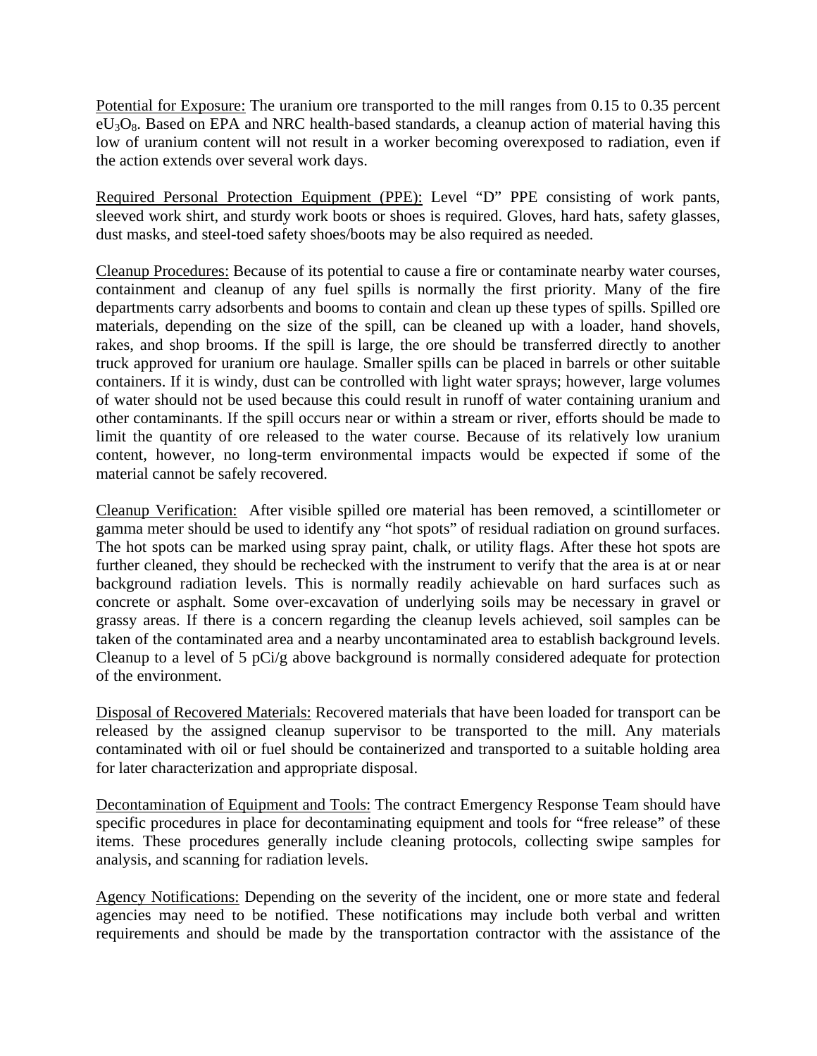Potential for Exposure: The uranium ore transported to the mill ranges from 0.15 to 0.35 percent $eU_3O_8$. Based on EPA and NRC health-based standards, a cleanup action of material having this low of uranium content will not result in a worker becoming overexposed to radiation, even if the action extends over several work days.

Required Personal Protection Equipment (PPE): Level "D" PPE consisting of work pants, sleeved work shirt, and sturdy work boots or shoes is required. Gloves, hard hats, safety glasses, dust masks, and steel-toed safety shoes/boots may be also required as needed.

Cleanup Procedures: Because of its potential to cause a fire or contaminate nearby water courses, containment and cleanup of any fuel spills is normally the first priority. Many of the fire departments carry adsorbents and booms to contain and clean up these types of spills. Spilled ore materials, depending on the size of the spill, can be cleaned up with a loader, hand shovels, rakes, and shop brooms. If the spill is large, the ore should be transferred directly to another truck approved for uranium ore haulage. Smaller spills can be placed in barrels or other suitable containers. If it is windy, dust can be controlled with light water sprays; however, large volumes of water should not be used because this could result in runoff of water containing uranium and other contaminants. If the spill occurs near or within a stream or river, efforts should be made to limit the quantity of ore released to the water course. Because of its relatively low uranium content, however, no long-term environmental impacts would be expected if some of the material cannot be safely recovered.

Cleanup Verification: After visible spilled ore material has been removed, a scintillometer or gamma meter should be used to identify any "hot spots" of residual radiation on ground surfaces. The hot spots can be marked using spray paint, chalk, or utility flags. After these hot spots are further cleaned, they should be rechecked with the instrument to verify that the area is at or near background radiation levels. This is normally readily achievable on hard surfaces such as concrete or asphalt. Some over-excavation of underlying soils may be necessary in gravel or grassy areas. If there is a concern regarding the cleanup levels achieved, soil samples can be taken of the contaminated area and a nearby uncontaminated area to establish background levels. Cleanup to a level of 5 pCi/g above background is normally considered adequate for protection of the environment.

Disposal of Recovered Materials: Recovered materials that have been loaded for transport can be released by the assigned cleanup supervisor to be transported to the mill. Any materials contaminated with oil or fuel should be containerized and transported to a suitable holding area for later characterization and appropriate disposal.

Decontamination of Equipment and Tools: The contract Emergency Response Team should have specific procedures in place for decontaminating equipment and tools for "free release" of these items. These procedures generally include cleaning protocols, collecting swipe samples for analysis, and scanning for radiation levels.

Agency Notifications: Depending on the severity of the incident, one or more state and federal agencies may need to be notified. These notifications may include both verbal and written requirements and should be made by the transportation contractor with the assistance of the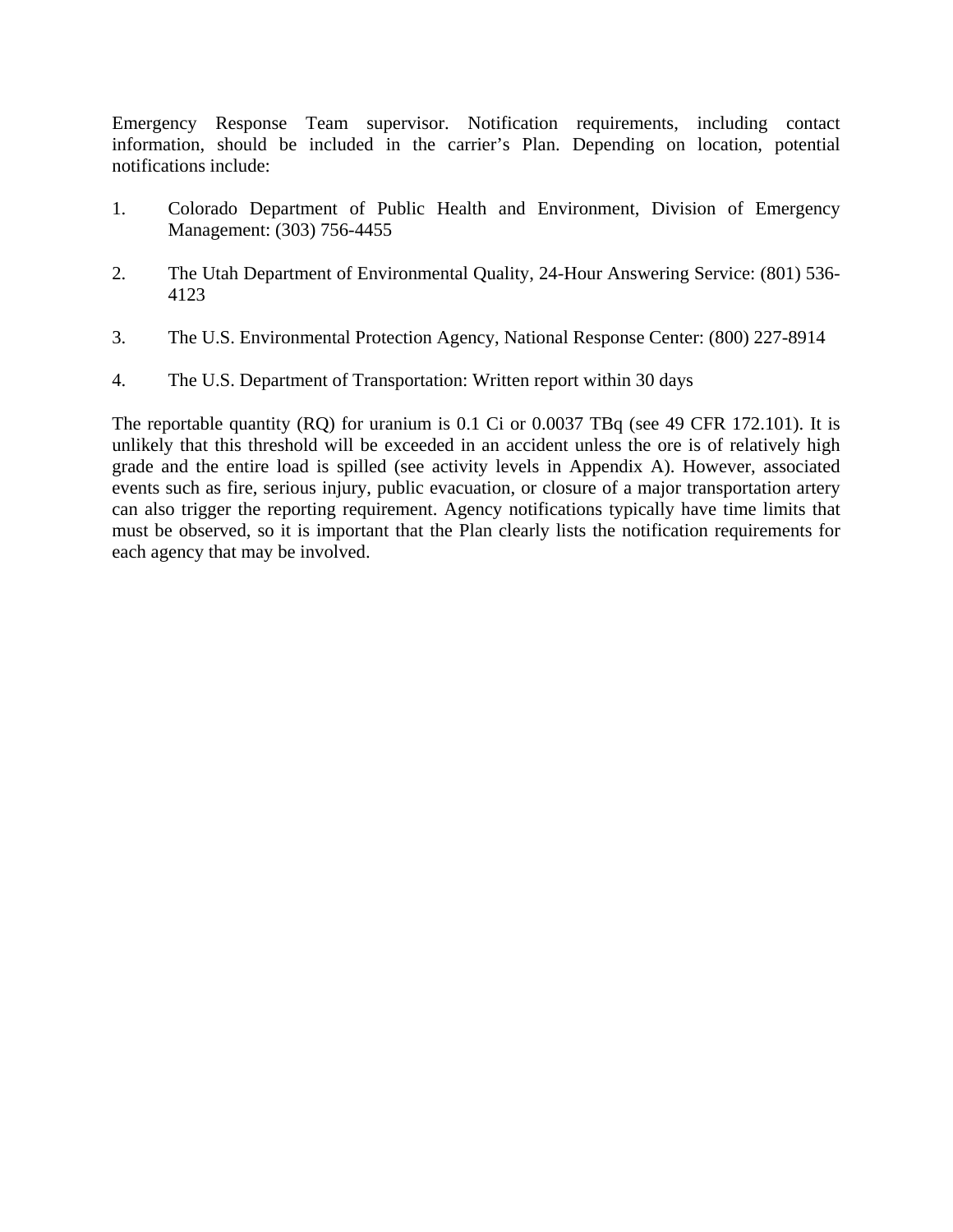Emergency Response Team supervisor. Notification requirements, including contact information, should be included in the carrier's Plan. Depending on location, potential notifications include:

1. Colorado Department of Public Health and Environment, Division of Emergency Management: (303) 756-4455

2. The Utah Department of Environmental Quality, 24-Hour Answering Service: (801) 536-4123

3. The U.S. Environmental Protection Agency, National Response Center: (800) 227-8914

4. The U.S. Department of Transportation: Written report within 30 days

The reportable quantity (RQ) for uranium is 0.1 Ci or 0.0037 TBq (see 49 CFR 172.101). It is unlikely that this threshold will be exceeded in an accident unless the ore is of relatively high grade and the entire load is spilled (see activity levels in Appendix A). However, associated events such as fire, serious injury, public evacuation, or closure of a major transportation artery can also trigger the reporting requirement. Agency notifications typically have time limits that must be observed, so it is important that the Plan clearly lists the notification requirements for each agency that may be involved.